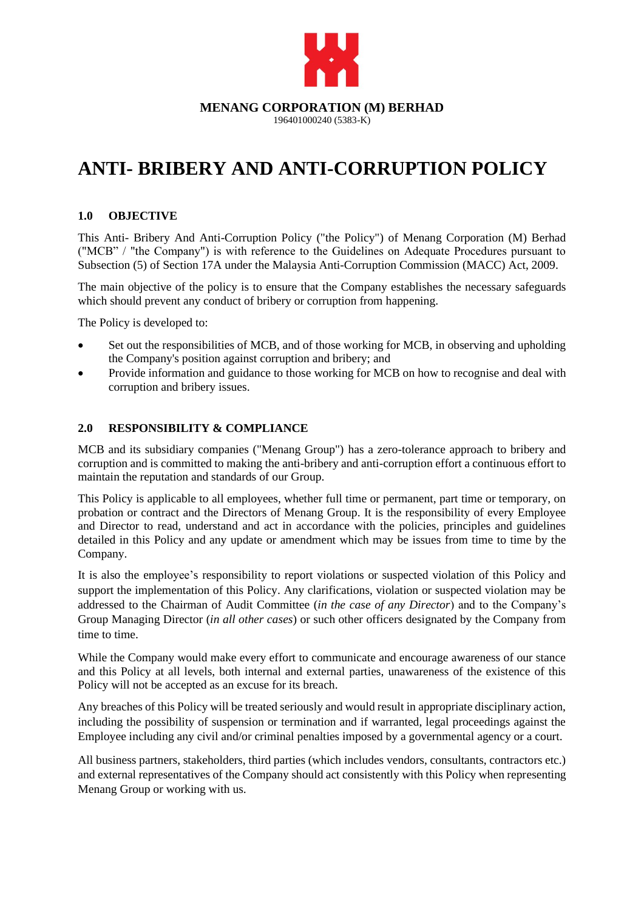**MENANG CORPORATION (M) BERHAD**
196401000240 (5383-K)

# ANTI- BRIBERY AND ANTI-CORRUPTION POLICY

## 1.0 OBJECTIVE

This Anti- Bribery And Anti-Corruption Policy ("the Policy") of Menang Corporation (M) Berhad ("MCB" / "the Company") is with reference to the Guidelines on Adequate Procedures pursuant to Subsection (5) of Section 17A under the Malaysia Anti-Corruption Commission (MACC) Act, 2009.

The main objective of the policy is to ensure that the Company establishes the necessary safeguards which should prevent any conduct of bribery or corruption from happening.

The Policy is developed to:

- Set out the responsibilities of MCB, and of those working for MCB, in observing and upholding the Company's position against corruption and bribery; and
- Provide information and guidance to those working for MCB on how to recognise and deal with corruption and bribery issues.

## 2.0 RESPONSIBILITY & COMPLIANCE

MCB and its subsidiary companies ("Menang Group") has a zero-tolerance approach to bribery and corruption and is committed to making the anti-bribery and anti-corruption effort a continuous effort to maintain the reputation and standards of our Group.

This Policy is applicable to all employees, whether full time or permanent, part time or temporary, on probation or contract and the Directors of Menang Group. It is the responsibility of every Employee and Director to read, understand and act in accordance with the policies, principles and guidelines detailed in this Policy and any update or amendment which may be issues from time to time by the Company.

It is also the employee's responsibility to report violations or suspected violation of this Policy and support the implementation of this Policy. Any clarifications, violation or suspected violation may be addressed to the Chairman of Audit Committee (*in the case of any Director*) and to the Company's Group Managing Director (*in all other cases*) or such other officers designated by the Company from time to time.

While the Company would make every effort to communicate and encourage awareness of our stance and this Policy at all levels, both internal and external parties, unawareness of the existence of this Policy will not be accepted as an excuse for its breach.

Any breaches of this Policy will be treated seriously and would result in appropriate disciplinary action, including the possibility of suspension or termination and if warranted, legal proceedings against the Employee including any civil and/or criminal penalties imposed by a governmental agency or a court.

All business partners, stakeholders, third parties (which includes vendors, consultants, contractors etc.) and external representatives of the Company should act consistently with this Policy when representing Menang Group or working with us.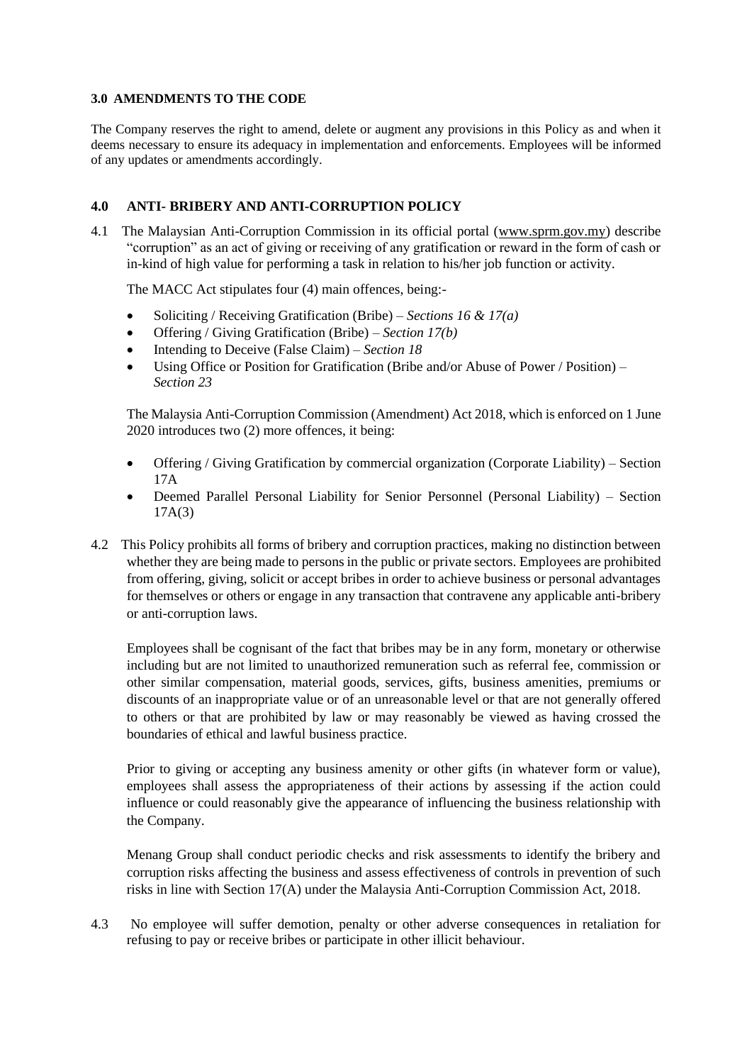### 3.0 AMENDMENTS TO THE CODE

The Company reserves the right to amend, delete or augment any provisions in this Policy as and when it deems necessary to ensure its adequacy in implementation and enforcements. Employees will be informed of any updates or amendments accordingly.

### 4.0 ANTI- BRIBERY AND ANTI-CORRUPTION POLICY

4.1 The Malaysian Anti-Corruption Commission in its official portal (www.sprm.gov.my) describe "corruption" as an act of giving or receiving of any gratification or reward in the form of cash or in-kind of high value for performing a task in relation to his/her job function or activity.

The MACC Act stipulates four (4) main offences, being:-

- Soliciting / Receiving Gratification (Bribe) – *Sections 16 & 17(a)*
- Offering / Giving Gratification (Bribe) – *Section 17(b)*
- Intending to Deceive (False Claim) – *Section 18*
- Using Office or Position for Gratification (Bribe and/or Abuse of Power / Position) – *Section 23*

The Malaysia Anti-Corruption Commission (Amendment) Act 2018, which is enforced on 1 June 2020 introduces two (2) more offences, it being:

- Offering / Giving Gratification by commercial organization (Corporate Liability) – Section 17A
- Deemed Parallel Personal Liability for Senior Personnel (Personal Liability) – Section 17A(3)

4.2 This Policy prohibits all forms of bribery and corruption practices, making no distinction between whether they are being made to persons in the public or private sectors. Employees are prohibited from offering, giving, solicit or accept bribes in order to achieve business or personal advantages for themselves or others or engage in any transaction that contravene any applicable anti-bribery or anti-corruption laws.

Employees shall be cognisant of the fact that bribes may be in any form, monetary or otherwise including but are not limited to unauthorized remuneration such as referral fee, commission or other similar compensation, material goods, services, gifts, business amenities, premiums or discounts of an inappropriate value or of an unreasonable level or that are not generally offered to others or that are prohibited by law or may reasonably be viewed as having crossed the boundaries of ethical and lawful business practice.

Prior to giving or accepting any business amenity or other gifts (in whatever form or value), employees shall assess the appropriateness of their actions by assessing if the action could influence or could reasonably give the appearance of influencing the business relationship with the Company.

Menang Group shall conduct periodic checks and risk assessments to identify the bribery and corruption risks affecting the business and assess effectiveness of controls in prevention of such risks in line with Section 17(A) under the Malaysia Anti-Corruption Commission Act, 2018.

4.3 No employee will suffer demotion, penalty or other adverse consequences in retaliation for refusing to pay or receive bribes or participate in other illicit behaviour.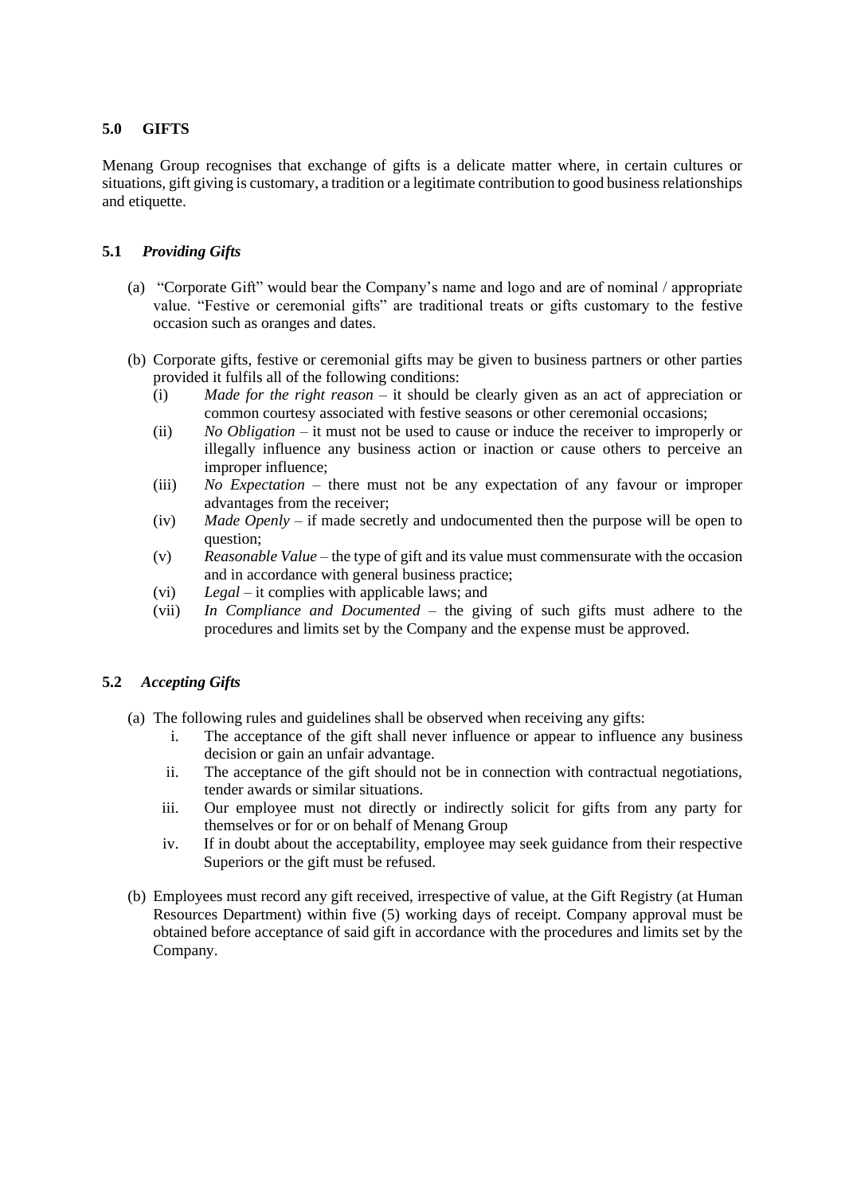## 5.0 GIFTS

Menang Group recognises that exchange of gifts is a delicate matter where, in certain cultures or situations, gift giving is customary, a tradition or a legitimate contribution to good business relationships and etiquette.

### 5.1 *Providing Gifts*

(a) "Corporate Gift" would bear the Company's name and logo and are of nominal / appropriate value. "Festive or ceremonial gifts" are traditional treats or gifts customary to the festive occasion such as oranges and dates.

(b) Corporate gifts, festive or ceremonial gifts may be given to business partners or other parties provided it fulfils all of the following conditions:

- (i) *Made for the right reason* – it should be clearly given as an act of appreciation or common courtesy associated with festive seasons or other ceremonial occasions;
- (ii) *No Obligation* – it must not be used to cause or induce the receiver to improperly or illegally influence any business action or inaction or cause others to perceive an improper influence;
- (iii) *No Expectation* – there must not be any expectation of any favour or improper advantages from the receiver;
- (iv) *Made Openly* – if made secretly and undocumented then the purpose will be open to question;
- (v) *Reasonable Value* – the type of gift and its value must commensurate with the occasion and in accordance with general business practice;
- (vi) *Legal* – it complies with applicable laws; and
- (vii) *In Compliance and Documented* – the giving of such gifts must adhere to the procedures and limits set by the Company and the expense must be approved.

### 5.2 *Accepting Gifts*

(a) The following rules and guidelines shall be observed when receiving any gifts:

- i. The acceptance of the gift shall never influence or appear to influence any business decision or gain an unfair advantage.
- ii. The acceptance of the gift should not be in connection with contractual negotiations, tender awards or similar situations.
- iii. Our employee must not directly or indirectly solicit for gifts from any party for themselves or for or on behalf of Menang Group
- iv. If in doubt about the acceptability, employee may seek guidance from their respective Superiors or the gift must be refused.

(b) Employees must record any gift received, irrespective of value, at the Gift Registry (at Human Resources Department) within five (5) working days of receipt. Company approval must be obtained before acceptance of said gift in accordance with the procedures and limits set by the Company.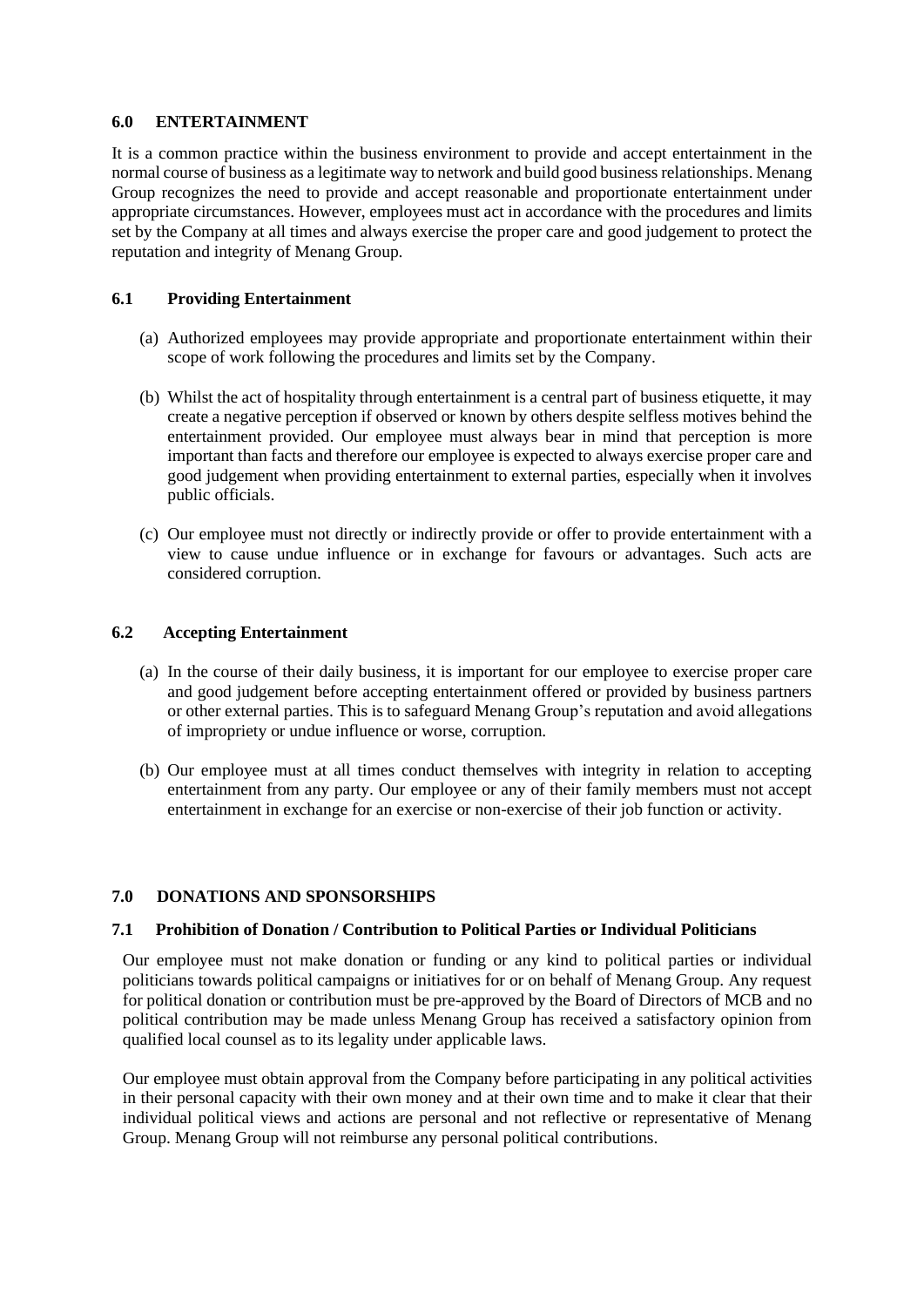## 6.0 ENTERTAINMENT

It is a common practice within the business environment to provide and accept entertainment in the normal course of business as a legitimate way to network and build good business relationships. Menang Group recognizes the need to provide and accept reasonable and proportionate entertainment under appropriate circumstances. However, employees must act in accordance with the procedures and limits set by the Company at all times and always exercise the proper care and good judgement to protect the reputation and integrity of Menang Group.

### 6.1 Providing Entertainment

(a) Authorized employees may provide appropriate and proportionate entertainment within their scope of work following the procedures and limits set by the Company.

(b) Whilst the act of hospitality through entertainment is a central part of business etiquette, it may create a negative perception if observed or known by others despite selfless motives behind the entertainment provided. Our employee must always bear in mind that perception is more important than facts and therefore our employee is expected to always exercise proper care and good judgement when providing entertainment to external parties, especially when it involves public officials.

(c) Our employee must not directly or indirectly provide or offer to provide entertainment with a view to cause undue influence or in exchange for favours or advantages. Such acts are considered corruption.

### 6.2 Accepting Entertainment

(a) In the course of their daily business, it is important for our employee to exercise proper care and good judgement before accepting entertainment offered or provided by business partners or other external parties. This is to safeguard Menang Group's reputation and avoid allegations of impropriety or undue influence or worse, corruption.

(b) Our employee must at all times conduct themselves with integrity in relation to accepting entertainment from any party. Our employee or any of their family members must not accept entertainment in exchange for an exercise or non-exercise of their job function or activity.

## 7.0 DONATIONS AND SPONSORSHIPS

### 7.1 Prohibition of Donation / Contribution to Political Parties or Individual Politicians

Our employee must not make donation or funding or any kind to political parties or individual politicians towards political campaigns or initiatives for or on behalf of Menang Group. Any request for political donation or contribution must be pre-approved by the Board of Directors of MCB and no political contribution may be made unless Menang Group has received a satisfactory opinion from qualified local counsel as to its legality under applicable laws.

Our employee must obtain approval from the Company before participating in any political activities in their personal capacity with their own money and at their own time and to make it clear that their individual political views and actions are personal and not reflective or representative of Menang Group. Menang Group will not reimburse any personal political contributions.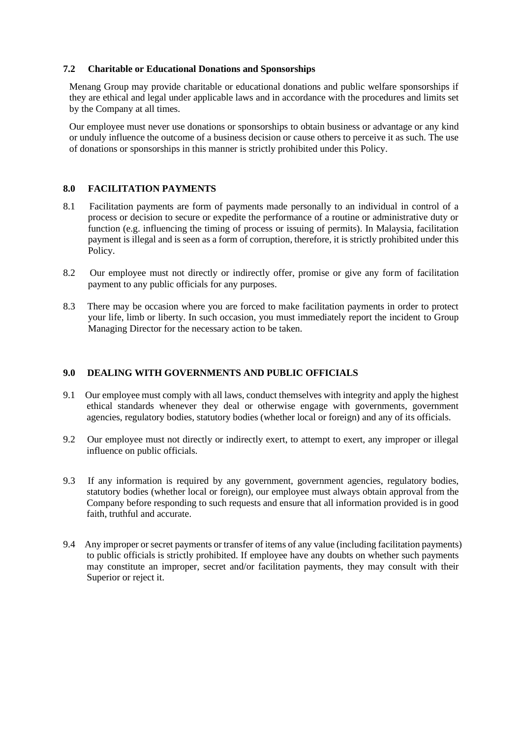### 7.2 Charitable or Educational Donations and Sponsorships

Menang Group may provide charitable or educational donations and public welfare sponsorships if they are ethical and legal under applicable laws and in accordance with the procedures and limits set by the Company at all times.

Our employee must never use donations or sponsorships to obtain business or advantage or any kind or unduly influence the outcome of a business decision or cause others to perceive it as such. The use of donations or sponsorships in this manner is strictly prohibited under this Policy.

## 8.0 FACILITATION PAYMENTS

8.1 Facilitation payments are form of payments made personally to an individual in control of a process or decision to secure or expedite the performance of a routine or administrative duty or function (e.g. influencing the timing of process or issuing of permits). In Malaysia, facilitation payment is illegal and is seen as a form of corruption, therefore, it is strictly prohibited under this Policy.

8.2 Our employee must not directly or indirectly offer, promise or give any form of facilitation payment to any public officials for any purposes.

8.3 There may be occasion where you are forced to make facilitation payments in order to protect your life, limb or liberty. In such occasion, you must immediately report the incident to Group Managing Director for the necessary action to be taken.

## 9.0 DEALING WITH GOVERNMENTS AND PUBLIC OFFICIALS

9.1 Our employee must comply with all laws, conduct themselves with integrity and apply the highest ethical standards whenever they deal or otherwise engage with governments, government agencies, regulatory bodies, statutory bodies (whether local or foreign) and any of its officials.

9.2 Our employee must not directly or indirectly exert, to attempt to exert, any improper or illegal influence on public officials.

9.3 If any information is required by any government, government agencies, regulatory bodies, statutory bodies (whether local or foreign), our employee must always obtain approval from the Company before responding to such requests and ensure that all information provided is in good faith, truthful and accurate.

9.4 Any improper or secret payments or transfer of items of any value (including facilitation payments) to public officials is strictly prohibited. If employee have any doubts on whether such payments may constitute an improper, secret and/or facilitation payments, they may consult with their Superior or reject it.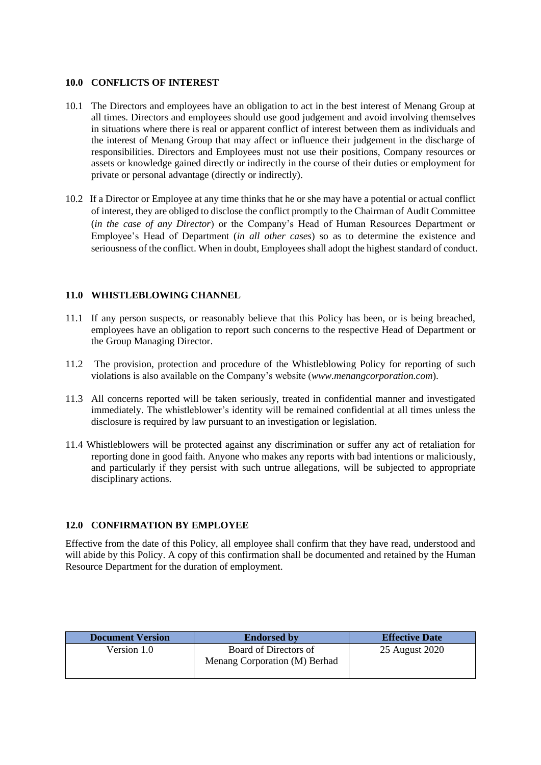## 10.0 CONFLICTS OF INTEREST

10.1 The Directors and employees have an obligation to act in the best interest of Menang Group at all times. Directors and employees should use good judgement and avoid involving themselves in situations where there is real or apparent conflict of interest between them as individuals and the interest of Menang Group that may affect or influence their judgement in the discharge of responsibilities. Directors and Employees must not use their positions, Company resources or assets or knowledge gained directly or indirectly in the course of their duties or employment for private or personal advantage (directly or indirectly).

10.2 If a Director or Employee at any time thinks that he or she may have a potential or actual conflict of interest, they are obliged to disclose the conflict promptly to the Chairman of Audit Committee (*in the case of any Director*) or the Company's Head of Human Resources Department or Employee's Head of Department (*in all other cases*) so as to determine the existence and seriousness of the conflict. When in doubt, Employees shall adopt the highest standard of conduct.

## 11.0 WHISTLEBLOWING CHANNEL

11.1 If any person suspects, or reasonably believe that this Policy has been, or is being breached, employees have an obligation to report such concerns to the respective Head of Department or the Group Managing Director.

11.2 The provision, protection and procedure of the Whistleblowing Policy for reporting of such violations is also available on the Company's website (*www.menangcorporation.com*).

11.3 All concerns reported will be taken seriously, treated in confidential manner and investigated immediately. The whistleblower's identity will be remained confidential at all times unless the disclosure is required by law pursuant to an investigation or legislation.

11.4 Whistleblowers will be protected against any discrimination or suffer any act of retaliation for reporting done in good faith. Anyone who makes any reports with bad intentions or maliciously, and particularly if they persist with such untrue allegations, will be subjected to appropriate disciplinary actions.

## 12.0 CONFIRMATION BY EMPLOYEE

Effective from the date of this Policy, all employee shall confirm that they have read, understood and will abide by this Policy. A copy of this confirmation shall be documented and retained by the Human Resource Department for the duration of employment.

| Document Version | Endorsed by | Effective Date |
|---|---|---|
| Version 1.0 | Board of Directors of Menang Corporation (M) Berhad | 25 August 2020 |